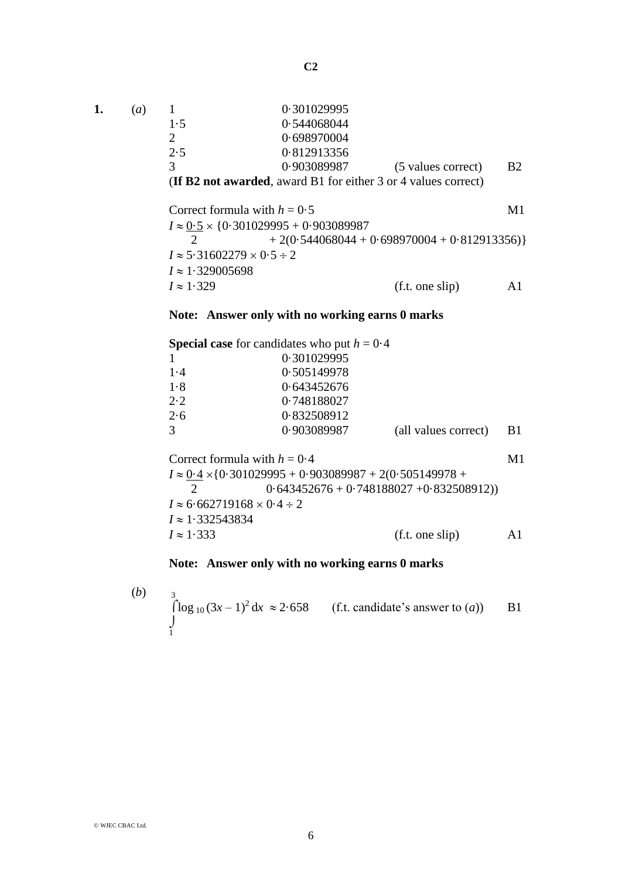# C2

**1.** (*a*)

| | | | |
|---|---|---|---|
| 1 | 0·301029995 | | |
| 1·5 | 0·544068044 | | |
| 2 | 0·698970004 | | |
| 2·5 | 0·812913356 | | |
| 3 | 0·903089987 | (5 values correct) | B2 |

(**If B2 not awarded**, award B1 for either 3 or 4 values correct)

Correct formula with $h = 0·5$ — M1

$$I \approx \frac{0·5}{2} \times \{0·301029995 + 0·903089987 + 2(0·544068044 + 0·698970004 + 0·812913356)\}$$

$I \approx 5·31602279 \times 0·5 \div 2$

$I \approx 1·329005698$

$I \approx 1·329$ (f.t. one slip) A1

**Note: Answer only with no working earns 0 marks**

**Special case** for candidates who put $h = 0·4$

| | | | |
|---|---|---|---|
| 1 | 0·301029995 | | |
| 1·4 | 0·505149978 | | |
| 1·8 | 0·643452676 | | |
| 2·2 | 0·748188027 | | |
| 2·6 | 0·832508912 | | |
| 3 | 0·903089987 | (all values correct) | B1 |

Correct formula with $h = 0·4$ — M1

$$I \approx \frac{0·4}{2} \times \{0·301029995 + 0·903089987 + 2(0·505149978 + 0·643452676 + 0·748188027 + 0·832508912))$$

$I \approx 6·662719168 \times 0·4 \div 2$

$I \approx 1·332543834$

$I \approx 1·333$ (f.t. one slip) A1

**Note: Answer only with no working earns 0 marks**

(*b*) $\displaystyle\int_1^3 \log_{10}(3x-1)^2 \, dx \approx 2·658$ (f.t. candidate's answer to (*a*)) B1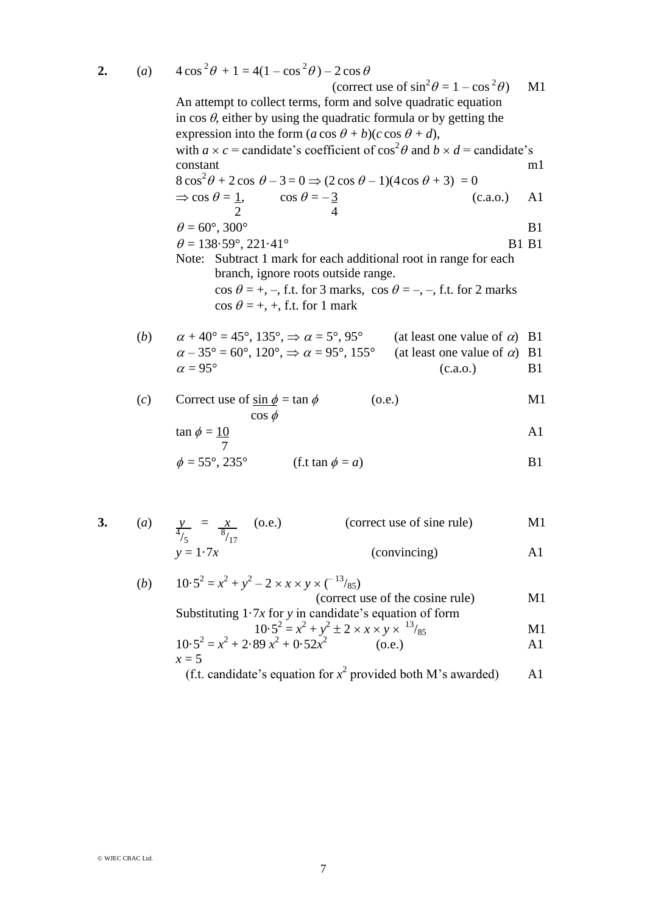**2.** (*a*) $4\cos^2\theta + 1 = 4(1 - \cos^2\theta) - 2\cos\theta$

(correct use of $\sin^2\theta = 1 - \cos^2\theta$) M1

An attempt to collect terms, form and solve quadratic equation in $\cos\theta$, either by using the quadratic formula or by getting the expression into the form $(a\cos\theta + b)(c\cos\theta + d)$, with $a \times c$ = candidate's coefficient of $\cos^2\theta$ and $b \times d$ = candidate's constant m1

$8\cos^2\theta + 2\cos\theta - 3 = 0 \Rightarrow (2\cos\theta - 1)(4\cos\theta + 3) = 0$

$\Rightarrow \cos\theta = \frac{1}{2}, \quad \cos\theta = -\frac{3}{4}$ (c.a.o.) A1

$\theta = 60°, 300°$ B1

$\theta = 138{\cdot}59°, 221{\cdot}41°$ B1 B1

Note: Subtract 1 mark for each additional root in range for each branch, ignore roots outside range.
$\cos\theta = +, -$, f.t. for 3 marks, $\cos\theta = -, -$, f.t. for 2 marks
$\cos\theta = +, +$, f.t. for 1 mark

(*b*) $\alpha + 40° = 45°, 135°, \Rightarrow \alpha = 5°, 95°$ (at least one value of $\alpha$) B1

$\alpha - 35° = 60°, 120°, \Rightarrow \alpha = 95°, 155°$ (at least one value of $\alpha$) B1

$\alpha = 95°$ (c.a.o.) B1

(*c*) Correct use of $\dfrac{\sin\phi}{\cos\phi} = \tan\phi$ (o.e.) M1

$\tan\phi = \dfrac{10}{7}$ A1

$\phi = 55°, 235°$ (f.t $\tan\phi = a$) B1

**3.** (*a*) $\dfrac{y}{4/5} = \dfrac{x}{8/17}$ (o.e.) (correct use of sine rule) M1

$y = 1{\cdot}7x$ (convincing) A1

(*b*) $10{\cdot}5^2 = x^2 + y^2 - 2 \times x \times y \times (-13/85)$

(correct use of the cosine rule) M1

Substituting $1{\cdot}7x$ for $y$ in candidate's equation of form

$10{\cdot}5^2 = x^2 + y^2 \pm 2 \times x \times y \times 13/85$ M1

$10{\cdot}5^2 = x^2 + 2{\cdot}89x^2 + 0{\cdot}52x^2$ (o.e.) A1

$x = 5$

(f.t. candidate's equation for $x^2$ provided both M's awarded) A1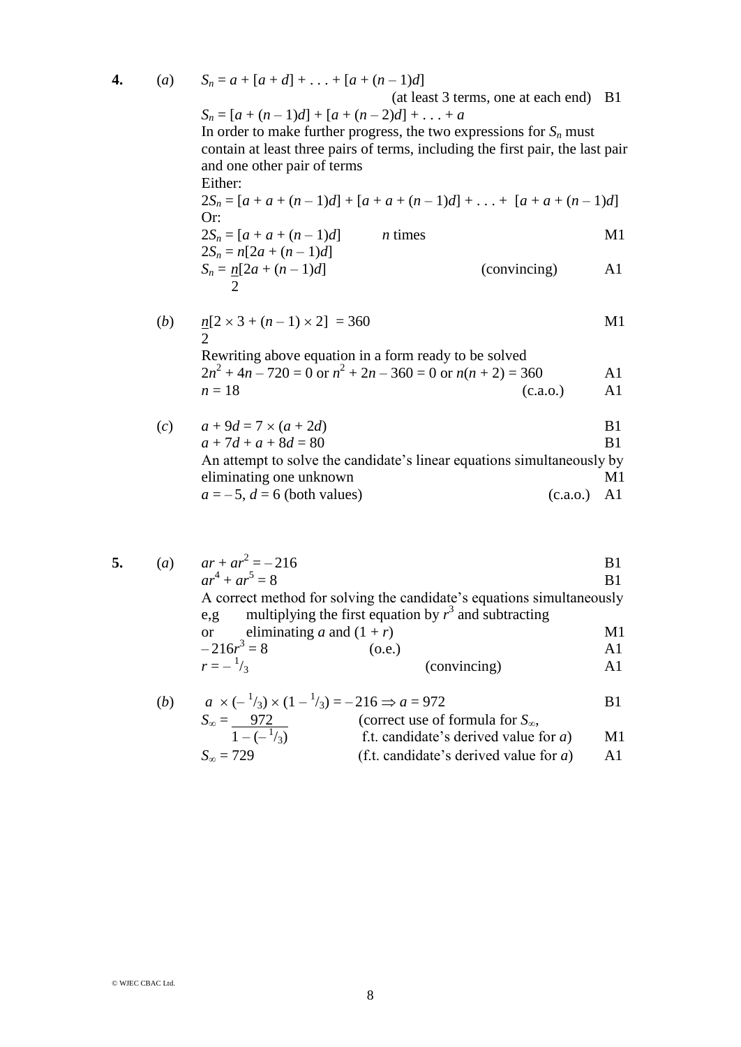**4.** (*a*) $S_n = a + [a + d] + \ldots + [a + (n - 1)d]$

(at least 3 terms, one at each end) B1

$S_n = [a + (n - 1)d] + [a + (n - 2)d] + \ldots + a$

In order to make further progress, the two expressions for $S_n$ must contain at least three pairs of terms, including the first pair, the last pair and one other pair of terms

Either:

$2S_n = [a + a + (n - 1)d] + [a + a + (n - 1)d] + \ldots + [a + a + (n - 1)d]$

Or:

$2S_n = [a + a + (n - 1)d]$ $n$ times M1

$2S_n = n[2a + (n - 1)d]$

$S_n = \frac{n}{2}[2a + (n - 1)d]$ (convincing) A1

(*b*) $\frac{n}{2}[2 \times 3 + (n - 1) \times 2] = 360$ M1

Rewriting above equation in a form ready to be solved

$2n^2 + 4n - 720 = 0$ or $n^2 + 2n - 360 = 0$ or $n(n + 2) = 360$ A1

$n = 18$ (c.a.o.) A1

(*c*) $a + 9d = 7 \times (a + 2d)$ B1

$a + 7d + a + 8d = 80$ B1

An attempt to solve the candidate's linear equations simultaneously by eliminating one unknown M1

$a = -5$, $d = 6$ (both values) (c.a.o.) A1

**5.** (*a*) $ar + ar^2 = -216$ B1

$ar^4 + ar^5 = 8$ B1

A correct method for solving the candidate's equations simultaneously

e,g multiplying the first equation by $r^3$ and subtracting

or eliminating $a$ and $(1 + r)$ M1

$-216r^3 = 8$ (o.e.) A1

$r = -\frac{1}{3}$ (convincing) A1

(*b*) $a \times (-\frac{1}{3}) \times (1 - \frac{1}{3}) = -216 \Rightarrow a = 972$ B1

$S_\infty = \dfrac{972}{1 - (-\frac{1}{3})}$ (correct use of formula for $S_\infty$, f.t. candidate's derived value for $a$) M1

$S_\infty = 729$ (f.t. candidate's derived value for $a$) A1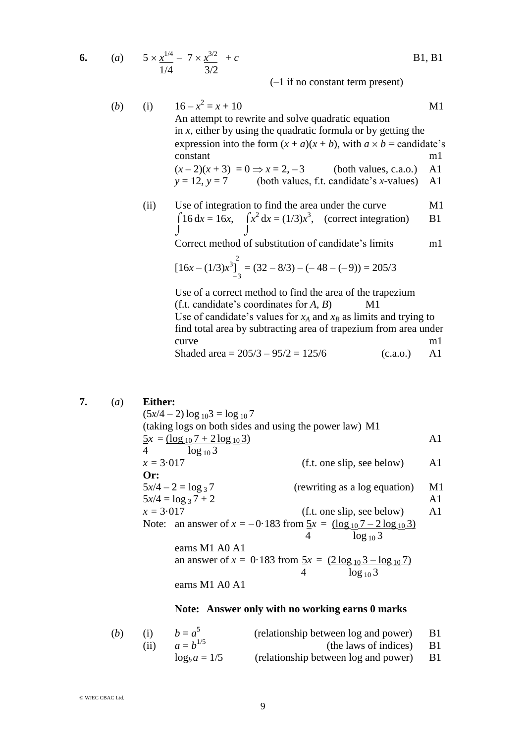**6.** (*a*) $5 \times \dfrac{x^{1/4}}{1/4} - 7 \times \dfrac{x^{3/2}}{3/2} + c$ B1, B1

(–1 if no constant term present)

(*b*) (i) $16 - x^2 = x + 10$ M1

An attempt to rewrite and solve quadratic equation in $x$, either by using the quadratic formula or by getting the expression into the form $(x + a)(x + b)$, with $a \times b$ = candidate's constant m1

$(x - 2)(x + 3) = 0 \Rightarrow x = 2, -3$ (both values, c.a.o.) A1

$y = 12, y = 7$ (both values, f.t. candidate's $x$-values) A1

(ii) Use of integration to find the area under the curve M1

$\int 16\,dx = 16x$, $\int x^2\,dx = (1/3)x^3$, (correct integration) B1

Correct method of substitution of candidate's limits m1

$$[16x - (1/3)x^3]_{-3}^{2} = (32 - 8/3) - (-48 - (-9)) = 205/3$$

Use of a correct method to find the area of the trapezium (f.t. candidate's coordinates for $A$, $B$) M1

Use of candidate's values for $x_A$ and $x_B$ as limits and trying to find total area by subtracting area of trapezium from area under curve m1

Shaded area = $205/3 - 95/2 = 125/6$ (c.a.o.) A1

**7.** (*a*) **Either:**

$(5x/4 - 2)\log_{10}3 = \log_{10}7$

(taking logs on both sides and using the power law) M1

$\dfrac{5x}{4} = \dfrac{(\log_{10}7 + 2\log_{10}3)}{\log_{10}3}$ A1

$x = 3{\cdot}017$ (f.t. one slip, see below) A1

**Or:**

$5x/4 - 2 = \log_3 7$ (rewriting as a log equation) M1

$5x/4 = \log_3 7 + 2$ A1

$x = 3{\cdot}017$ (f.t. one slip, see below) A1

Note: an answer of $x = -0{\cdot}183$ from $\dfrac{5x}{4} = \dfrac{(\log_{10}7 - 2\log_{10}3)}{\log_{10}3}$ earns M1 A0 A1

an answer of $x = 0{\cdot}183$ from $\dfrac{5x}{4} = \dfrac{(2\log_{10}3 - \log_{10}7)}{\log_{10}3}$ earns M1 A0 A1

**Note: Answer only with no working earns 0 marks**

(*b*) (i) $b = a^5$ (relationship between log and power) B1

(ii) $a = b^{1/5}$ (the laws of indices) B1

$\log_b a = 1/5$ (relationship between log and power) B1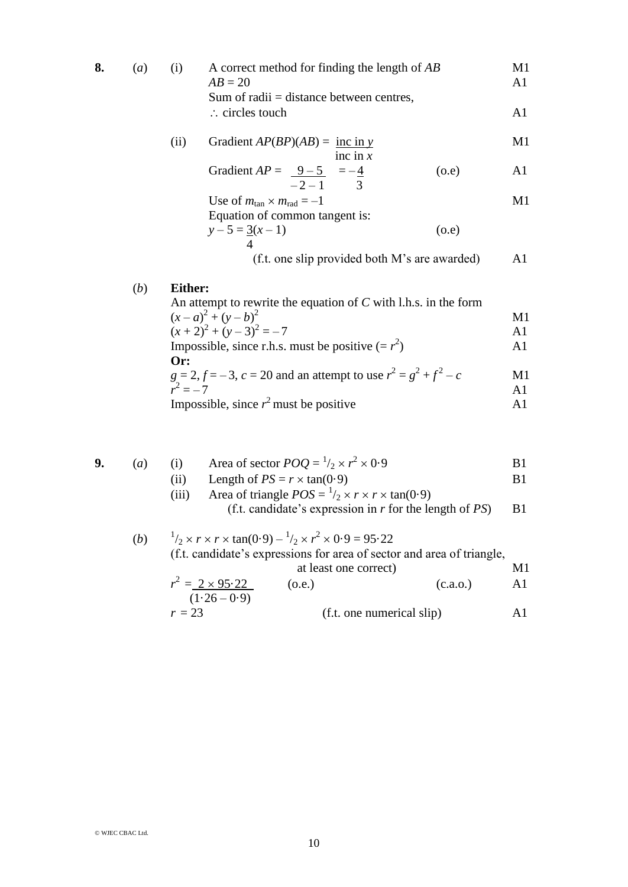**8.** (*a*) (i) A correct method for finding the length of *AB* — M1

$AB = 20$ — A1

Sum of radii = distance between centres,

$\therefore$ circles touch — A1

(ii) Gradient $AP(BP)(AB) = \dfrac{\text{inc in } y}{\text{inc in } x}$ — M1

Gradient $AP = \dfrac{9-5}{-2-1} = -\dfrac{4}{3}$ (o.e) — A1

Use of $m_{\tan} \times m_{\text{rad}} = -1$ — M1

Equation of common tangent is:

$y - 5 = \dfrac{3}{4}(x - 1)$ (o.e)

(f.t. one slip provided both M's are awarded) — A1

(*b*) **Either:**

An attempt to rewrite the equation of *C* with l.h.s. in the form $(x - a)^2 + (y - b)^2$ — M1

$(x + 2)^2 + (y - 3)^2 = -7$ — A1

Impossible, since r.h.s. must be positive ($= r^2$) — A1

**Or:**

$g = 2$, $f = -3$, $c = 20$ and an attempt to use $r^2 = g^2 + f^2 - c$ — M1

$r^2 = -7$ — A1

Impossible, since $r^2$ must be positive — A1

**9.** (*a*) (i) Area of sector $POQ = \frac{1}{2} \times r^2 \times 0{\cdot}9$ — B1

(ii) Length of $PS = r \times \tan(0{\cdot}9)$ — B1

(iii) Area of triangle $POS = \frac{1}{2} \times r \times r \times \tan(0{\cdot}9)$

(f.t. candidate's expression in *r* for the length of *PS*) — B1

(*b*) $\frac{1}{2} \times r \times r \times \tan(0{\cdot}9) - \frac{1}{2} \times r^2 \times 0{\cdot}9 = 95{\cdot}22$

(f.t. candidate's expressions for area of sector and area of triangle, at least one correct) — M1

$r^2 = \dfrac{2 \times 95{\cdot}22}{(1{\cdot}26 - 0{\cdot}9)}$ (o.e.) (c.a.o.) — A1

$r = 23$ (f.t. one numerical slip) — A1